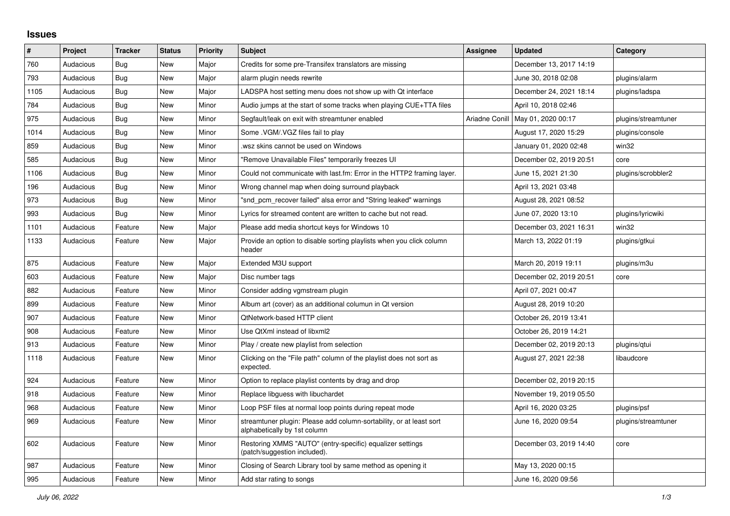## Issues

| # | Project | Tracker | Status | Priority | Subject | Assignee | Updated | Category |
|---|---|---|---|---|---|---|---|---|
| 760 | Audacious | Bug | New | Major | Credits for some pre-Transifex translators are missing | | December 13, 2017 14:19 | |
| 793 | Audacious | Bug | New | Major | alarm plugin needs rewrite | | June 30, 2018 02:08 | plugins/alarm |
| 1105 | Audacious | Bug | New | Major | LADSPA host setting menu does not show up with Qt interface | | December 24, 2021 18:14 | plugins/ladspa |
| 784 | Audacious | Bug | New | Minor | Audio jumps at the start of some tracks when playing CUE+TTA files | | April 10, 2018 02:46 | |
| 975 | Audacious | Bug | New | Minor | Segfault/leak on exit with streamtuner enabled | Ariadne Conill | May 01, 2020 00:17 | plugins/streamtuner |
| 1014 | Audacious | Bug | New | Minor | Some .VGM/.VGZ files fail to play | | August 17, 2020 15:29 | plugins/console |
| 859 | Audacious | Bug | New | Minor | .wsz skins cannot be used on Windows | | January 01, 2020 02:48 | win32 |
| 585 | Audacious | Bug | New | Minor | "Remove Unavailable Files" temporarily freezes UI | | December 02, 2019 20:51 | core |
| 1106 | Audacious | Bug | New | Minor | Could not communicate with last.fm: Error in the HTTP2 framing layer. | | June 15, 2021 21:30 | plugins/scrobbler2 |
| 196 | Audacious | Bug | New | Minor | Wrong channel map when doing surround playback | | April 13, 2021 03:48 | |
| 973 | Audacious | Bug | New | Minor | "snd_pcm_recover failed" alsa error and "String leaked" warnings | | August 28, 2021 08:52 | |
| 993 | Audacious | Bug | New | Minor | Lyrics for streamed content are written to cache but not read. | | June 07, 2020 13:10 | plugins/lyricwiki |
| 1101 | Audacious | Feature | New | Major | Please add media shortcut keys for Windows 10 | | December 03, 2021 16:31 | win32 |
| 1133 | Audacious | Feature | New | Major | Provide an option to disable sorting playlists when you click column header | | March 13, 2022 01:19 | plugins/gtkui |
| 875 | Audacious | Feature | New | Major | Extended M3U support | | March 20, 2019 19:11 | plugins/m3u |
| 603 | Audacious | Feature | New | Major | Disc number tags | | December 02, 2019 20:51 | core |
| 882 | Audacious | Feature | New | Minor | Consider adding vgmstream plugin | | April 07, 2021 00:47 | |
| 899 | Audacious | Feature | New | Minor | Album art (cover) as an additional columun in Qt version | | August 28, 2019 10:20 | |
| 907 | Audacious | Feature | New | Minor | QtNetwork-based HTTP client | | October 26, 2019 13:41 | |
| 908 | Audacious | Feature | New | Minor | Use QtXml instead of libxml2 | | October 26, 2019 14:21 | |
| 913 | Audacious | Feature | New | Minor | Play / create new playlist from selection | | December 02, 2019 20:13 | plugins/qtui |
| 1118 | Audacious | Feature | New | Minor | Clicking on the "File path" column of the playlist does not sort as expected. | | August 27, 2021 22:38 | libaudcore |
| 924 | Audacious | Feature | New | Minor | Option to replace playlist contents by drag and drop | | December 02, 2019 20:15 | |
| 918 | Audacious | Feature | New | Minor | Replace libguess with libuchardet | | November 19, 2019 05:50 | |
| 968 | Audacious | Feature | New | Minor | Loop PSF files at normal loop points during repeat mode | | April 16, 2020 03:25 | plugins/psf |
| 969 | Audacious | Feature | New | Minor | streamtuner plugin: Please add column-sortability, or at least sort alphabetically by 1st column | | June 16, 2020 09:54 | plugins/streamtuner |
| 602 | Audacious | Feature | New | Minor | Restoring XMMS "AUTO" (entry-specific) equalizer settings (patch/suggestion included). | | December 03, 2019 14:40 | core |
| 987 | Audacious | Feature | New | Minor | Closing of Search Library tool by same method as opening it | | May 13, 2020 00:15 | |
| 995 | Audacious | Feature | New | Minor | Add star rating to songs | | June 16, 2020 09:56 | |

*July 06, 2022*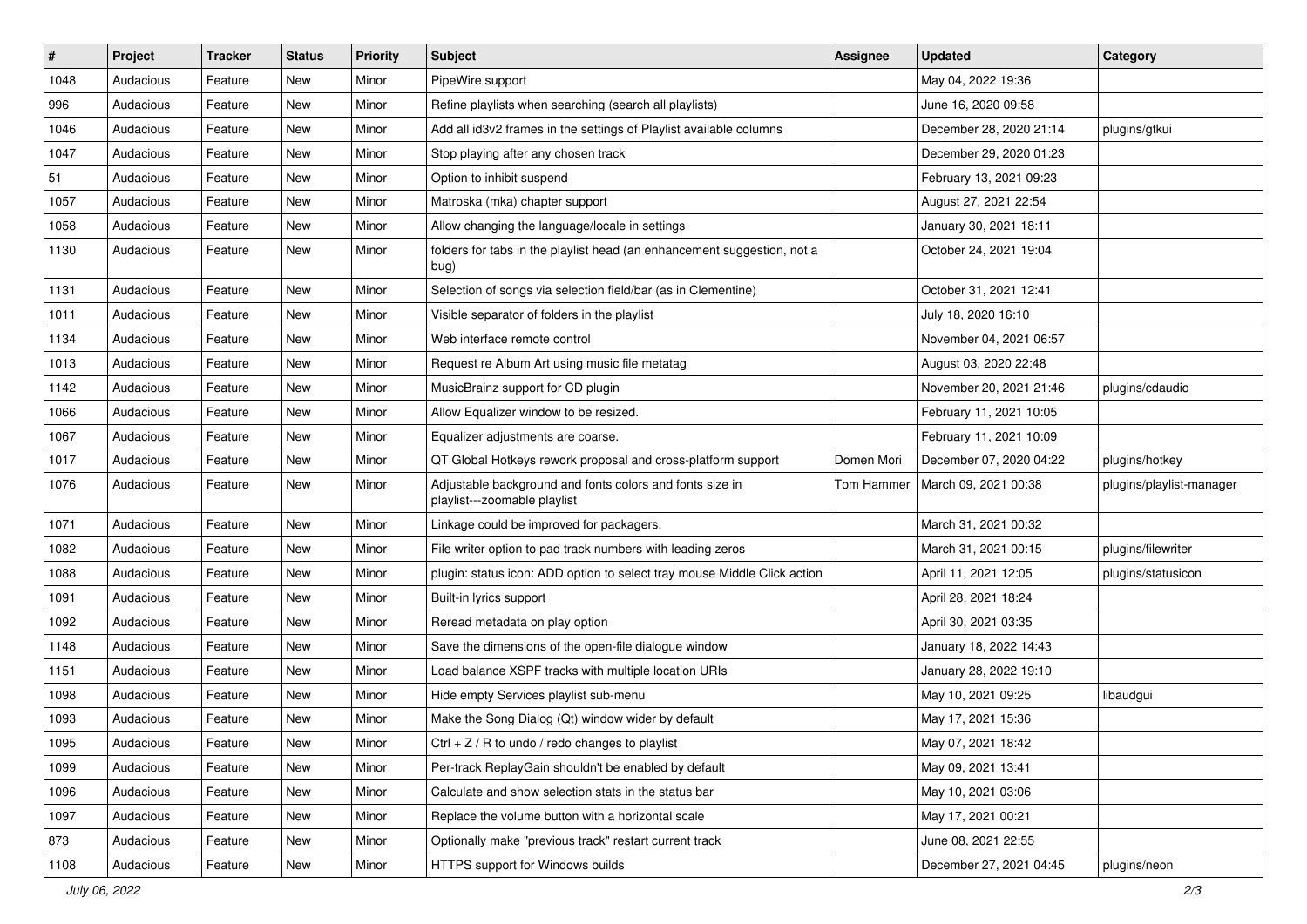| # | Project | Tracker | Status | Priority | Subject | Assignee | Updated | Category |
|---|---|---|---|---|---|---|---|---|
| 1048 | Audacious | Feature | New | Minor | PipeWire support | | May 04, 2022 19:36 | |
| 996 | Audacious | Feature | New | Minor | Refine playlists when searching (search all playlists) | | June 16, 2020 09:58 | |
| 1046 | Audacious | Feature | New | Minor | Add all id3v2 frames in the settings of Playlist available columns | | December 28, 2020 21:14 | plugins/gtkui |
| 1047 | Audacious | Feature | New | Minor | Stop playing after any chosen track | | December 29, 2020 01:23 | |
| 51 | Audacious | Feature | New | Minor | Option to inhibit suspend | | February 13, 2021 09:23 | |
| 1057 | Audacious | Feature | New | Minor | Matroska (mka) chapter support | | August 27, 2021 22:54 | |
| 1058 | Audacious | Feature | New | Minor | Allow changing the language/locale in settings | | January 30, 2021 18:11 | |
| 1130 | Audacious | Feature | New | Minor | folders for tabs in the playlist head (an enhancement suggestion, not a bug) | | October 24, 2021 19:04 | |
| 1131 | Audacious | Feature | New | Minor | Selection of songs via selection field/bar (as in Clementine) | | October 31, 2021 12:41 | |
| 1011 | Audacious | Feature | New | Minor | Visible separator of folders in the playlist | | July 18, 2020 16:10 | |
| 1134 | Audacious | Feature | New | Minor | Web interface remote control | | November 04, 2021 06:57 | |
| 1013 | Audacious | Feature | New | Minor | Request re Album Art using music file metatag | | August 03, 2020 22:48 | |
| 1142 | Audacious | Feature | New | Minor | MusicBrainz support for CD plugin | | November 20, 2021 21:46 | plugins/cdaudio |
| 1066 | Audacious | Feature | New | Minor | Allow Equalizer window to be resized. | | February 11, 2021 10:05 | |
| 1067 | Audacious | Feature | New | Minor | Equalizer adjustments are coarse. | | February 11, 2021 10:09 | |
| 1017 | Audacious | Feature | New | Minor | QT Global Hotkeys rework proposal and cross-platform support | Domen Mori | December 07, 2020 04:22 | plugins/hotkey |
| 1076 | Audacious | Feature | New | Minor | Adjustable background and fonts colors and fonts size in playlist---zoomable playlist | Tom Hammer | March 09, 2021 00:38 | plugins/playlist-manager |
| 1071 | Audacious | Feature | New | Minor | Linkage could be improved for packagers. | | March 31, 2021 00:32 | |
| 1082 | Audacious | Feature | New | Minor | File writer option to pad track numbers with leading zeros | | March 31, 2021 00:15 | plugins/filewriter |
| 1088 | Audacious | Feature | New | Minor | plugin: status icon: ADD option to select tray mouse Middle Click action | | April 11, 2021 12:05 | plugins/statusicon |
| 1091 | Audacious | Feature | New | Minor | Built-in lyrics support | | April 28, 2021 18:24 | |
| 1092 | Audacious | Feature | New | Minor | Reread metadata on play option | | April 30, 2021 03:35 | |
| 1148 | Audacious | Feature | New | Minor | Save the dimensions of the open-file dialogue window | | January 18, 2022 14:43 | |
| 1151 | Audacious | Feature | New | Minor | Load balance XSPF tracks with multiple location URIs | | January 28, 2022 19:10 | |
| 1098 | Audacious | Feature | New | Minor | Hide empty Services playlist sub-menu | | May 10, 2021 09:25 | libaudgui |
| 1093 | Audacious | Feature | New | Minor | Make the Song Dialog (Qt) window wider by default | | May 17, 2021 15:36 | |
| 1095 | Audacious | Feature | New | Minor | Ctrl + Z / R to undo / redo changes to playlist | | May 07, 2021 18:42 | |
| 1099 | Audacious | Feature | New | Minor | Per-track ReplayGain shouldn't be enabled by default | | May 09, 2021 13:41 | |
| 1096 | Audacious | Feature | New | Minor | Calculate and show selection stats in the status bar | | May 10, 2021 03:06 | |
| 1097 | Audacious | Feature | New | Minor | Replace the volume button with a horizontal scale | | May 17, 2021 00:21 | |
| 873 | Audacious | Feature | New | Minor | Optionally make "previous track" restart current track | | June 08, 2021 22:55 | |
| 1108 | Audacious | Feature | New | Minor | HTTPS support for Windows builds | | December 27, 2021 04:45 | plugins/neon |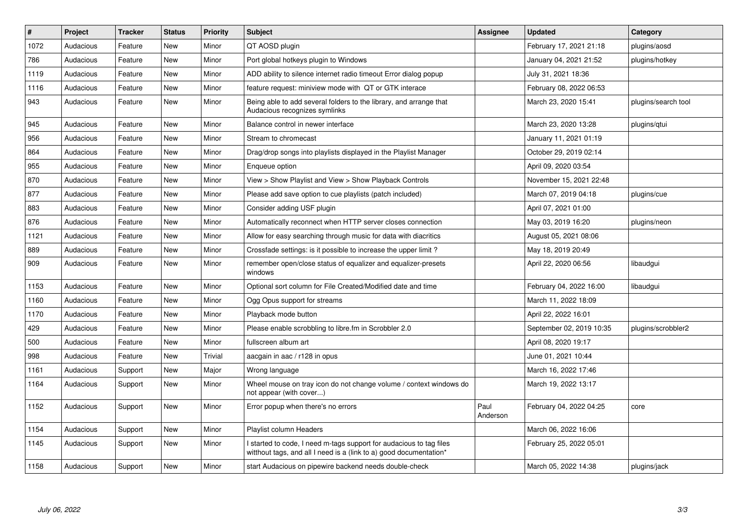| # | Project | Tracker | Status | Priority | Subject | Assignee | Updated | Category |
|---|---|---|---|---|---|---|---|---|
| 1072 | Audacious | Feature | New | Minor | QT AOSD plugin | | February 17, 2021 21:18 | plugins/aosd |
| 786 | Audacious | Feature | New | Minor | Port global hotkeys plugin to Windows | | January 04, 2021 21:52 | plugins/hotkey |
| 1119 | Audacious | Feature | New | Minor | ADD ability to silence internet radio timeout Error dialog popup | | July 31, 2021 18:36 | |
| 1116 | Audacious | Feature | New | Minor | feature request: miniview mode with QT or GTK interace | | February 08, 2022 06:53 | |
| 943 | Audacious | Feature | New | Minor | Being able to add several folders to the library, and arrange that Audacious recognizes symlinks | | March 23, 2020 15:41 | plugins/search tool |
| 945 | Audacious | Feature | New | Minor | Balance control in newer interface | | March 23, 2020 13:28 | plugins/qtui |
| 956 | Audacious | Feature | New | Minor | Stream to chromecast | | January 11, 2021 01:19 | |
| 864 | Audacious | Feature | New | Minor | Drag/drop songs into playlists displayed in the Playlist Manager | | October 29, 2019 02:14 | |
| 955 | Audacious | Feature | New | Minor | Enqueue option | | April 09, 2020 03:54 | |
| 870 | Audacious | Feature | New | Minor | View > Show Playlist and View > Show Playback Controls | | November 15, 2021 22:48 | |
| 877 | Audacious | Feature | New | Minor | Please add save option to cue playlists (patch included) | | March 07, 2019 04:18 | plugins/cue |
| 883 | Audacious | Feature | New | Minor | Consider adding USF plugin | | April 07, 2021 01:00 | |
| 876 | Audacious | Feature | New | Minor | Automatically reconnect when HTTP server closes connection | | May 03, 2019 16:20 | plugins/neon |
| 1121 | Audacious | Feature | New | Minor | Allow for easy searching through music for data with diacritics | | August 05, 2021 08:06 | |
| 889 | Audacious | Feature | New | Minor | Crossfade settings: is it possible to increase the upper limit ? | | May 18, 2019 20:49 | |
| 909 | Audacious | Feature | New | Minor | remember open/close status of equalizer and equalizer-presets windows | | April 22, 2020 06:56 | libaudgui |
| 1153 | Audacious | Feature | New | Minor | Optional sort column for File Created/Modified date and time | | February 04, 2022 16:00 | libaudgui |
| 1160 | Audacious | Feature | New | Minor | Ogg Opus support for streams | | March 11, 2022 18:09 | |
| 1170 | Audacious | Feature | New | Minor | Playback mode button | | April 22, 2022 16:01 | |
| 429 | Audacious | Feature | New | Minor | Please enable scrobbling to libre.fm in Scrobbler 2.0 | | September 02, 2019 10:35 | plugins/scrobbler2 |
| 500 | Audacious | Feature | New | Minor | fullscreen album art | | April 08, 2020 19:17 | |
| 998 | Audacious | Feature | New | Trivial | aacgain in aac / r128 in opus | | June 01, 2021 10:44 | |
| 1161 | Audacious | Support | New | Major | Wrong language | | March 16, 2022 17:46 | |
| 1164 | Audacious | Support | New | Minor | Wheel mouse on tray icon do not change volume / context windows do not appear (with cover...) | | March 19, 2022 13:17 | |
| 1152 | Audacious | Support | New | Minor | Error popup when there's no errors | Paul Anderson | February 04, 2022 04:25 | core |
| 1154 | Audacious | Support | New | Minor | Playlist column Headers | | March 06, 2022 16:06 | |
| 1145 | Audacious | Support | New | Minor | I started to code, I need m-tags support for audacious to tag files witthout tags, and all I need is a (link to a) good documentation* | | February 25, 2022 05:01 | |
| 1158 | Audacious | Support | New | Minor | start Audacious on pipewire backend needs double-check | | March 05, 2022 14:38 | plugins/jack |

*July 06, 2022*